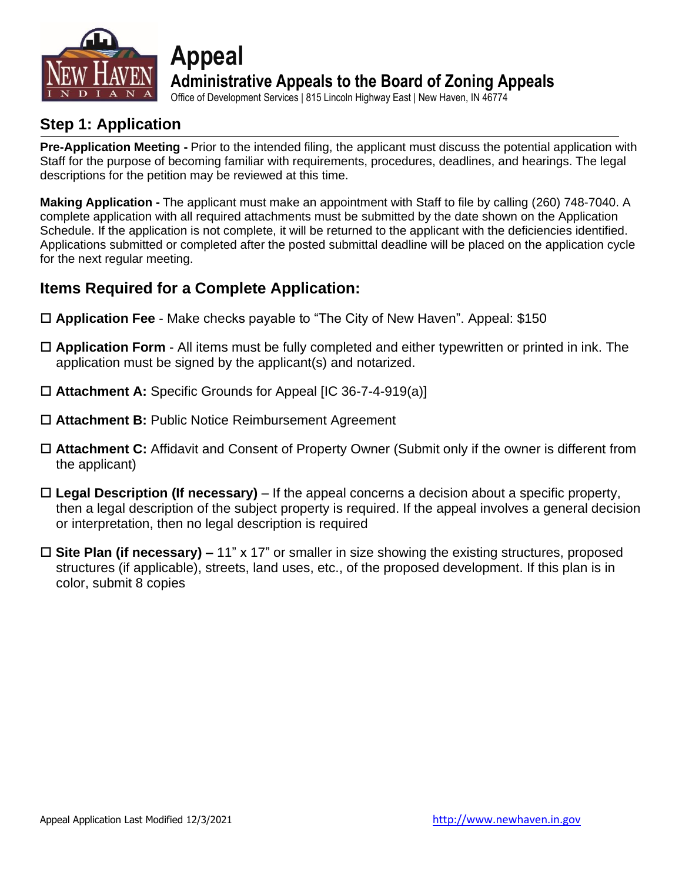# Appeal

## Administrative Appeals to the Board of Zoning Appeals

Office of Development Services | 815 Lincoln Highway East | New Haven, IN 46774

## Step 1: Application

**Pre-Application Meeting -** Prior to the intended filing, the applicant must discuss the potential application with Staff for the purpose of becoming familiar with requirements, procedures, deadlines, and hearings. The legal descriptions for the petition may be reviewed at this time.

**Making Application -** The applicant must make an appointment with Staff to file by calling (260) 748-7040. A complete application with all required attachments must be submitted by the date shown on the Application Schedule. If the application is not complete, it will be returned to the applicant with the deficiencies identified. Applications submitted or completed after the posted submittal deadline will be placed on the application cycle for the next regular meeting.

## Items Required for a Complete Application:

- ☐ **Application Fee** - Make checks payable to "The City of New Haven". Appeal: $150
- ☐ **Application Form** - All items must be fully completed and either typewritten or printed in ink. The application must be signed by the applicant(s) and notarized.
- ☐ **Attachment A:** Specific Grounds for Appeal [IC 36-7-4-919(a)]
- ☐ **Attachment B:** Public Notice Reimbursement Agreement
- ☐ **Attachment C:** Affidavit and Consent of Property Owner (Submit only if the owner is different from the applicant)
- ☐ **Legal Description (If necessary)** – If the appeal concerns a decision about a specific property, then a legal description of the subject property is required. If the appeal involves a general decision or interpretation, then no legal description is required
- ☐ **Site Plan (if necessary) –** 11" x 17" or smaller in size showing the existing structures, proposed structures (if applicable), streets, land uses, etc., of the proposed development. If this plan is in color, submit 8 copies

Appeal Application Last Modified 12/3/2021

http://www.newhaven.in.gov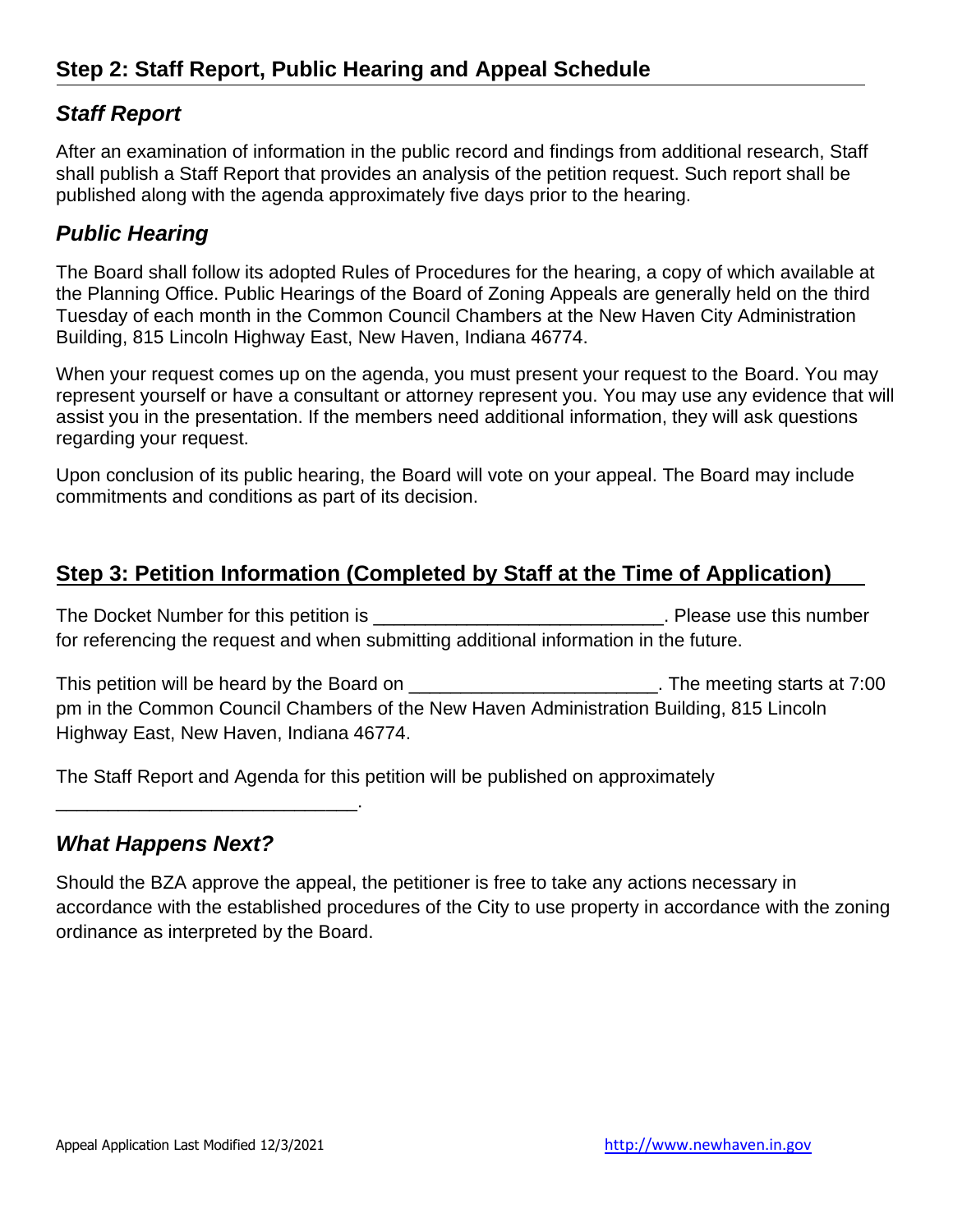## Step 2: Staff Report, Public Hearing and Appeal Schedule

### *Staff Report*

After an examination of information in the public record and findings from additional research, Staff shall publish a Staff Report that provides an analysis of the petition request. Such report shall be published along with the agenda approximately five days prior to the hearing.

### *Public Hearing*

The Board shall follow its adopted Rules of Procedures for the hearing, a copy of which available at the Planning Office. Public Hearings of the Board of Zoning Appeals are generally held on the third Tuesday of each month in the Common Council Chambers at the New Haven City Administration Building, 815 Lincoln Highway East, New Haven, Indiana 46774.

When your request comes up on the agenda, you must present your request to the Board. You may represent yourself or have a consultant or attorney represent you. You may use any evidence that will assist you in the presentation. If the members need additional information, they will ask questions regarding your request.

Upon conclusion of its public hearing, the Board will vote on your appeal. The Board may include commitments and conditions as part of its decision.

## Step 3: Petition Information (Completed by Staff at the Time of Application)

The Docket Number for this petition is ____________________________. Please use this number for referencing the request and when submitting additional information in the future.

This petition will be heard by the Board on ________________________. The meeting starts at 7:00 pm in the Common Council Chambers of the New Haven Administration Building, 815 Lincoln Highway East, New Haven, Indiana 46774.

The Staff Report and Agenda for this petition will be published on approximately _____________________________.

### *What Happens Next?*

Should the BZA approve the appeal, the petitioner is free to take any actions necessary in accordance with the established procedures of the City to use property in accordance with the zoning ordinance as interpreted by the Board.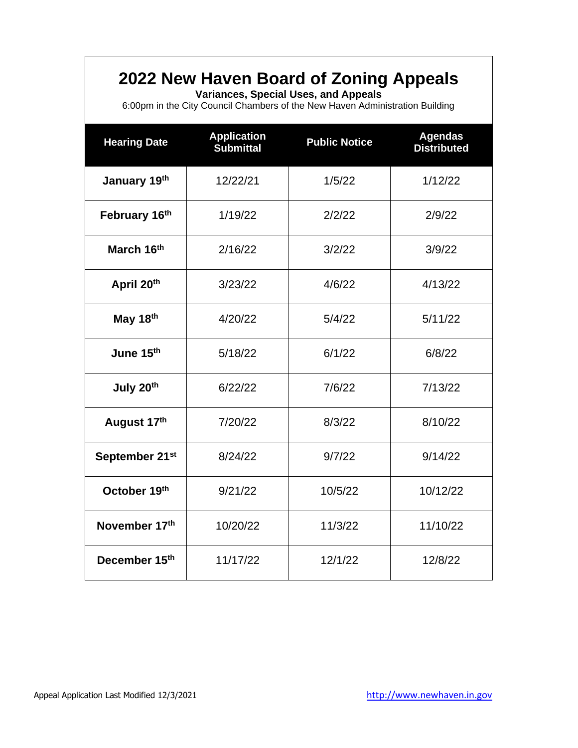# 2022 New Haven Board of Zoning Appeals

**Variances, Special Uses, and Appeals**

6:00pm in the City Council Chambers of the New Haven Administration Building

| Hearing Date | Application Submittal | Public Notice | Agendas Distributed |
|---|---|---|---|
| **January 19th** | 12/22/21 | 1/5/22 | 1/12/22 |
| **February 16th** | 1/19/22 | 2/2/22 | 2/9/22 |
| **March 16th** | 2/16/22 | 3/2/22 | 3/9/22 |
| **April 20th** | 3/23/22 | 4/6/22 | 4/13/22 |
| **May 18th** | 4/20/22 | 5/4/22 | 5/11/22 |
| **June 15th** | 5/18/22 | 6/1/22 | 6/8/22 |
| **July 20th** | 6/22/22 | 7/6/22 | 7/13/22 |
| **August 17th** | 7/20/22 | 8/3/22 | 8/10/22 |
| **September 21st** | 8/24/22 | 9/7/22 | 9/14/22 |
| **October 19th** | 9/21/22 | 10/5/22 | 10/12/22 |
| **November 17th** | 10/20/22 | 11/3/22 | 11/10/22 |
| **December 15th** | 11/17/22 | 12/1/22 | 12/8/22 |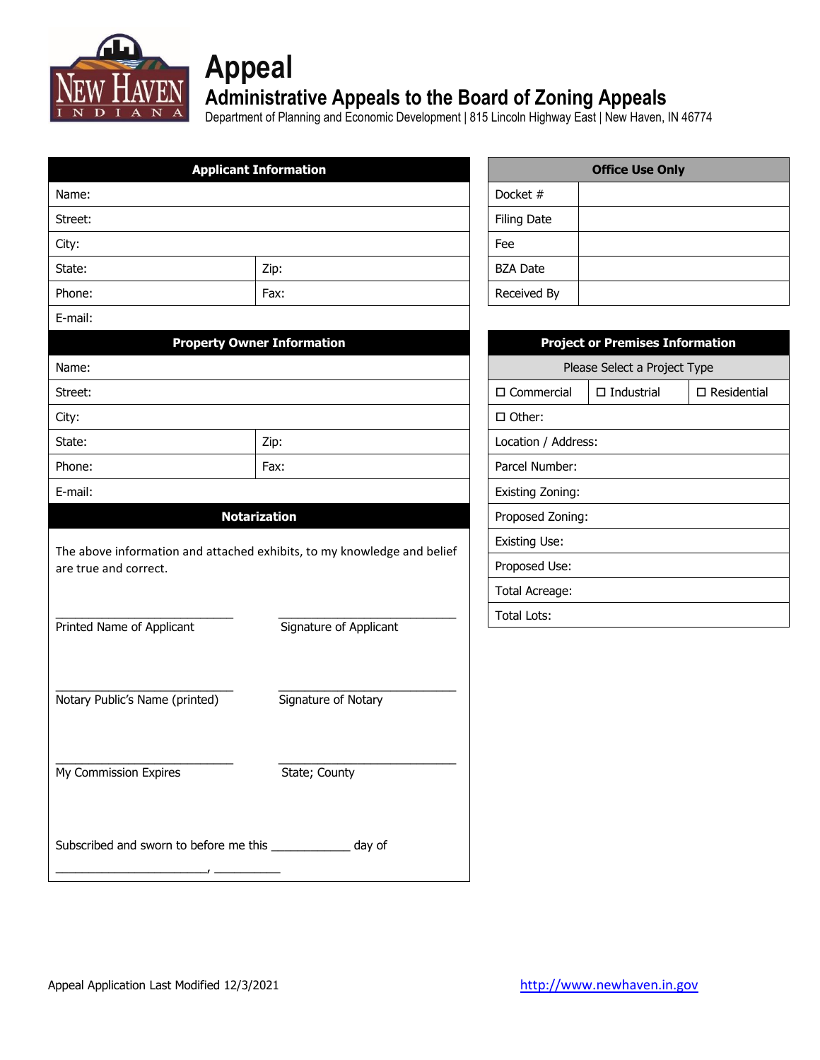# Appeal

## Administrative Appeals to the Board of Zoning Appeals

Department of Planning and Economic Development | 815 Lincoln Highway East | New Haven, IN 46774

| Applicant Information | |
|---|---|
| Name: | |
| Street: | |
| City: | |
| State: | Zip: |
| Phone: | Fax: |
| E-mail: | |

| Property Owner Information | |
|---|---|
| Name: | |
| Street: | |
| City: | |
| State: | Zip: |
| Phone: | Fax: |
| E-mail: | |

**Notarization**

The above information and attached exhibits, to my knowledge and belief are true and correct.

\_\_\_\_\_\_\_\_\_\_\_\_\_\_\_\_\_\_\_\_\_\_\_\_\_\_\_\_ \_\_\_\_\_\_\_\_\_\_\_\_\_\_\_\_\_\_\_\_\_\_\_\_\_\_\_\_
Printed Name of Applicant Signature of Applicant

\_\_\_\_\_\_\_\_\_\_\_\_\_\_\_\_\_\_\_\_\_\_\_\_\_\_\_\_ \_\_\_\_\_\_\_\_\_\_\_\_\_\_\_\_\_\_\_\_\_\_\_\_\_\_\_\_
Notary Public's Name (printed) Signature of Notary

\_\_\_\_\_\_\_\_\_\_\_\_\_\_\_\_\_\_\_\_\_\_\_\_\_\_\_\_ \_\_\_\_\_\_\_\_\_\_\_\_\_\_\_\_\_\_\_\_\_\_\_\_\_\_\_\_
My Commission Expires State; County

Subscribed and sworn to before me this \_\_\_\_\_\_\_\_\_\_\_\_ day of

\_\_\_\_\_\_\_\_\_\_\_\_\_\_\_\_\_\_\_\_\_\_\_\_\_, \_\_\_\_\_\_\_\_\_\_\_

| Office Use Only | |
|---|---|
| Docket # | |
| Filing Date | |
| Fee | |
| BZA Date | |
| Received By | |

| Project or Premises Information | | |
|---|---|---|
| Please Select a Project Type | | |
| ☐ Commercial | ☐ Industrial | ☐ Residential |
| ☐ Other: | | |
| Location / Address: | | |
| Parcel Number: | | |
| Existing Zoning: | | |
| Proposed Zoning: | | |
| Existing Use: | | |
| Proposed Use: | | |
| Total Acreage: | | |
| Total Lots: | | |

Appeal Application Last Modified 12/3/2021

http://www.newhaven.in.gov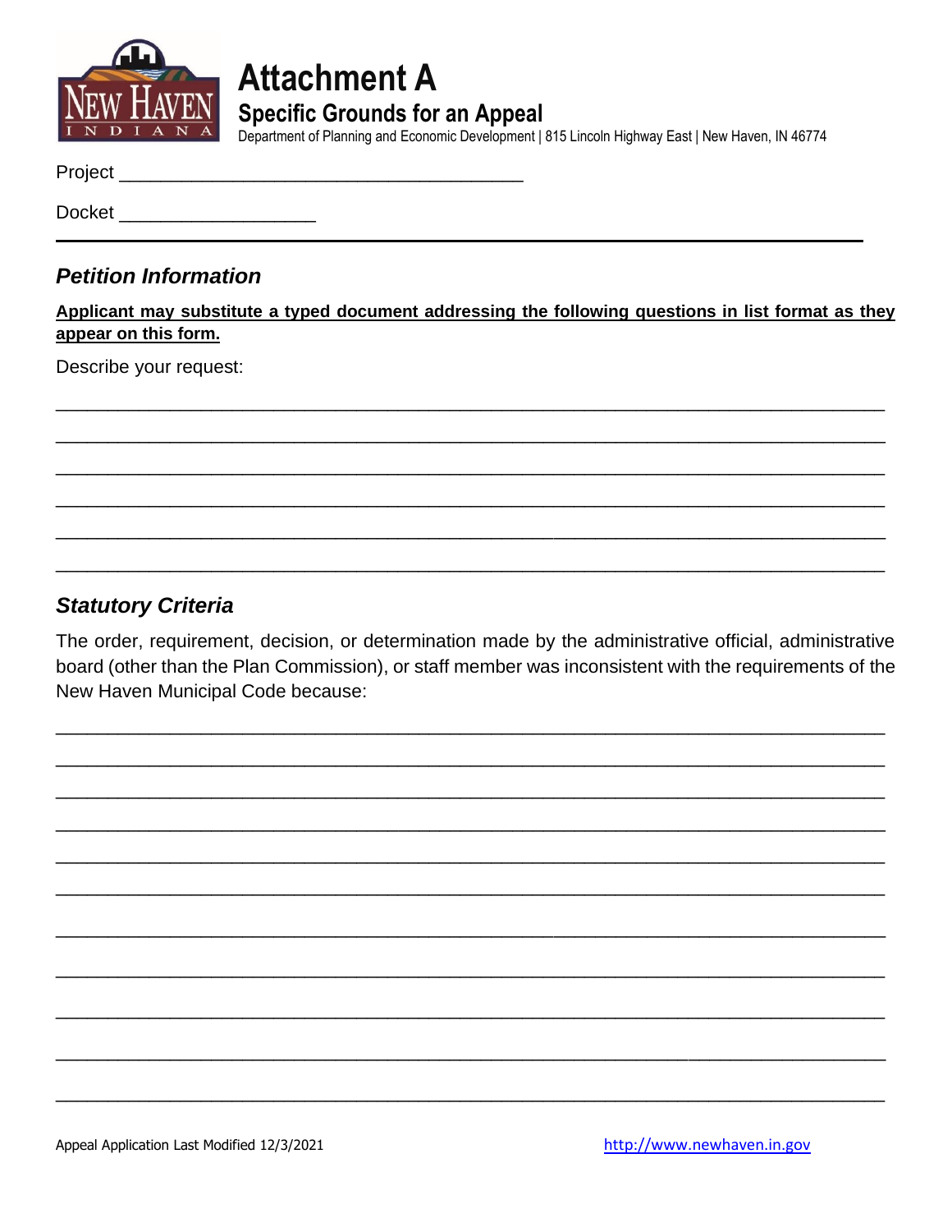# Attachment A

## Specific Grounds for an Appeal

Department of Planning and Economic Development | 815 Lincoln Highway East | New Haven, IN 46774

Project ______________________________________

Docket __________________

---

### *Petition Information*

**Applicant may substitute a typed document addressing the following questions in list format as they appear on this form.**

Describe your request:

______________________________________________________________________________

______________________________________________________________________________

______________________________________________________________________________

______________________________________________________________________________

______________________________________________________________________________

______________________________________________________________________________

### *Statutory Criteria*

The order, requirement, decision, or determination made by the administrative official, administrative board (other than the Plan Commission), or staff member was inconsistent with the requirements of the New Haven Municipal Code because:

______________________________________________________________________________

______________________________________________________________________________

______________________________________________________________________________

______________________________________________________________________________

______________________________________________________________________________

______________________________________________________________________________

______________________________________________________________________________

______________________________________________________________________________

______________________________________________________________________________

______________________________________________________________________________

______________________________________________________________________________

Appeal Application Last Modified 12/3/2021

http://www.newhaven.in.gov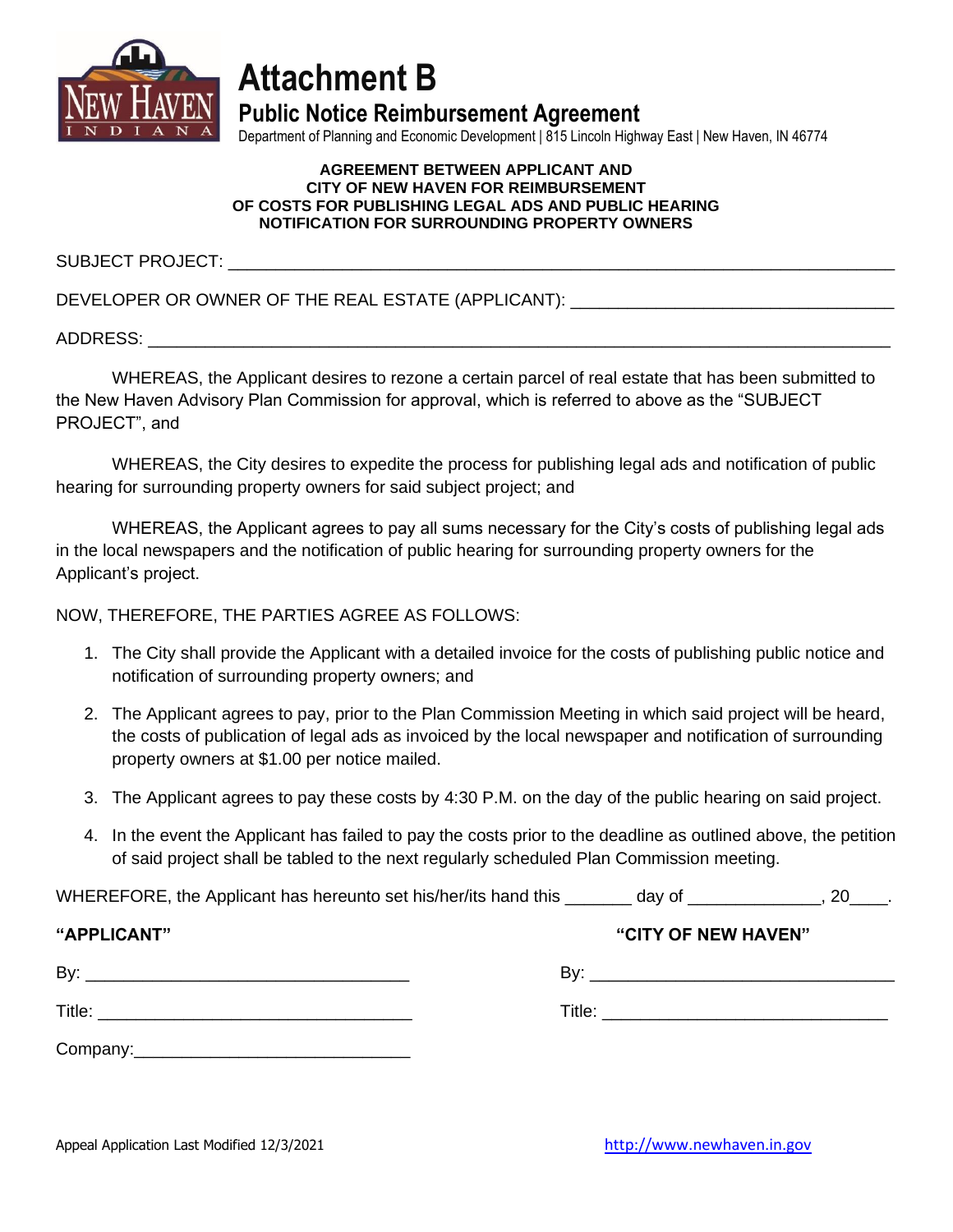# Attachment B

## Public Notice Reimbursement Agreement

Department of Planning and Economic Development | 815 Lincoln Highway East | New Haven, IN 46774

**AGREEMENT BETWEEN APPLICANT AND CITY OF NEW HAVEN FOR REIMBURSEMENT OF COSTS FOR PUBLISHING LEGAL ADS AND PUBLIC HEARING NOTIFICATION FOR SURROUNDING PROPERTY OWNERS**

SUBJECT PROJECT: ______________________________________________________________

DEVELOPER OR OWNER OF THE REAL ESTATE (APPLICANT): ______________________________

ADDRESS: ______________________________________________________________________

WHEREAS, the Applicant desires to rezone a certain parcel of real estate that has been submitted to the New Haven Advisory Plan Commission for approval, which is referred to above as the "SUBJECT PROJECT", and

WHEREAS, the City desires to expedite the process for publishing legal ads and notification of public hearing for surrounding property owners for said subject project; and

WHEREAS, the Applicant agrees to pay all sums necessary for the City's costs of publishing legal ads in the local newspapers and the notification of public hearing for surrounding property owners for the Applicant's project.

NOW, THEREFORE, THE PARTIES AGREE AS FOLLOWS:

1. The City shall provide the Applicant with a detailed invoice for the costs of publishing public notice and notification of surrounding property owners; and
2. The Applicant agrees to pay, prior to the Plan Commission Meeting in which said project will be heard, the costs of publication of legal ads as invoiced by the local newspaper and notification of surrounding property owners at $1.00 per notice mailed.
3. The Applicant agrees to pay these costs by 4:30 P.M. on the day of the public hearing on said project.
4. In the event the Applicant has failed to pay the costs prior to the deadline as outlined above, the petition of said project shall be tabled to the next regularly scheduled Plan Commission meeting.

WHEREFORE, the Applicant has hereunto set his/her/its hand this _______ day of ______________, 20____.

**"APPLICANT"**

By: __________________________________

Title: _________________________________

Company: _____________________________

**"CITY OF NEW HAVEN"**

By: __________________________________

Title: _________________________________

Appeal Application Last Modified 12/3/2021

http://www.newhaven.in.gov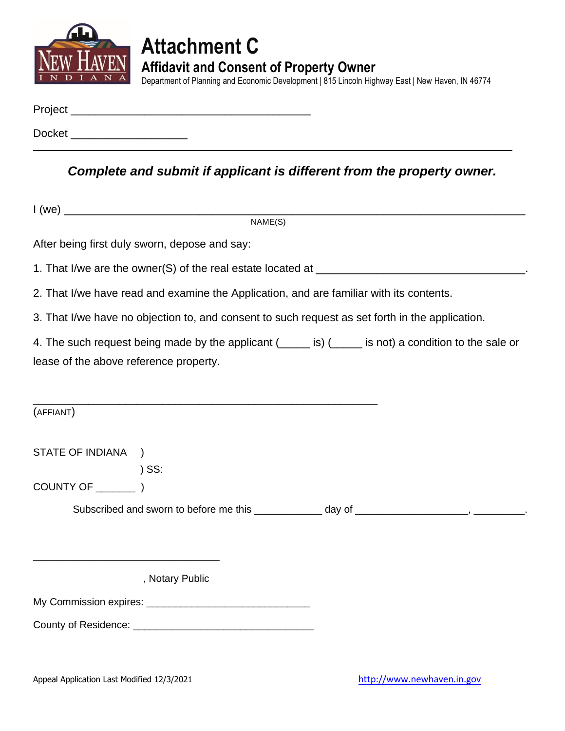# Attachment C

## Affidavit and Consent of Property Owner

Department of Planning and Economic Development | 815 Lincoln Highway East | New Haven, IN 46774

Project _______________________________________

Docket ___________________

---

***Complete and submit if applicant is different from the property owner.***

I (we) ___________________________________________________________________________
NAME(S)

After being first duly sworn, depose and say:

1. That I/we are the owner(S) of the real estate located at ___________________________________.

2. That I/we have read and examine the Application, and are familiar with its contents.

3. That I/we have no objection to, and consent to such request as set forth in the application.

4. The such request being made by the applicant (_____ is) (_____ is not) a condition to the sale or lease of the above reference property.

________________________________________________________
(AFFIANT)

STATE OF INDIANA )
) SS:
COUNTY OF _______ )

Subscribed and sworn to before me this ___________ day of ___________________, _________.

________________________________
, Notary Public

My Commission expires: ___________________________

County of Residence: ______________________________

Appeal Application Last Modified 12/3/2021

http://www.newhaven.in.gov